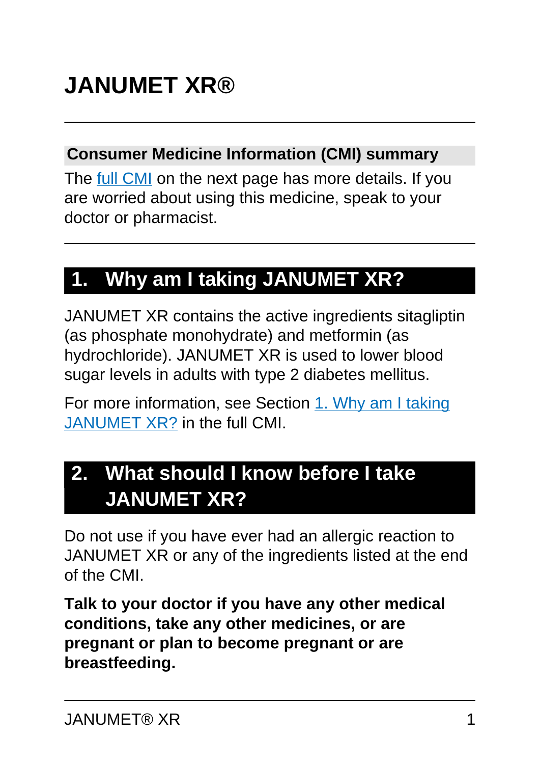# JANUMET XR®

## Consumer Medicine Information (CMI) summary

The full CMI on the next page has more details. If you are worried about using this medicine, speak to your doctor or pharmacist.

## 1. Why am I taking JANUMET XR?

JANUMET XR contains the active ingredients sitagliptin (as phosphate monohydrate) and metformin (as hydrochloride). JANUMET XR is used to lower blood sugar levels in adults with type 2 diabetes mellitus.

For more information, see Section 1. Why am I taking JANUMET XR? in the full CMI.

## 2. What should I know before I take JANUMET XR?

Do not use if you have ever had an allergic reaction to JANUMET XR or any of the ingredients listed at the end of the CMI.

**Talk to your doctor if you have any other medical conditions, take any other medicines, or are pregnant or plan to become pregnant or are breastfeeding.**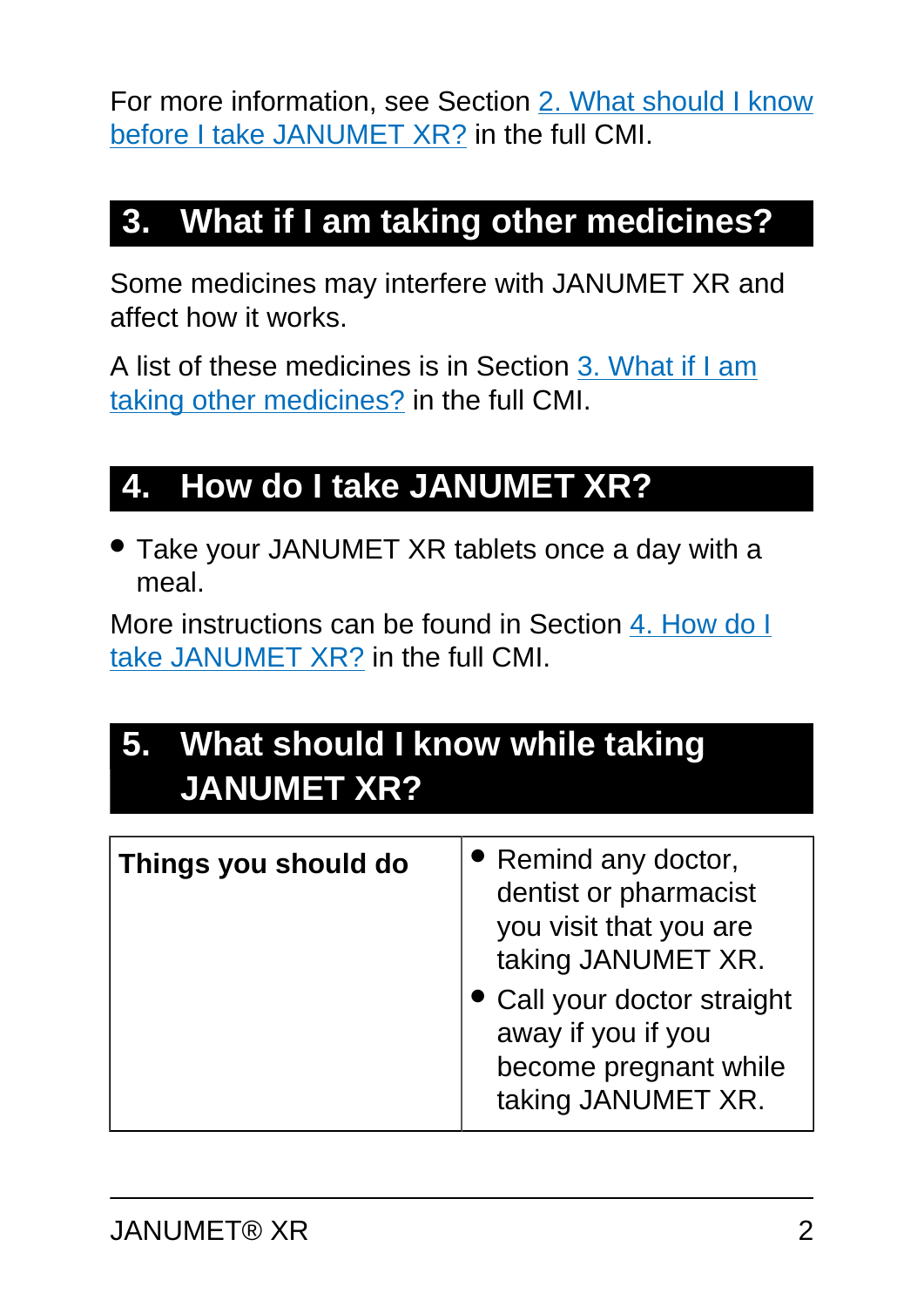For more information, see Section 2. What should I know before I take JANUMET XR? in the full CMI.

## 3. What if I am taking other medicines?

Some medicines may interfere with JANUMET XR and affect how it works.

A list of these medicines is in Section 3. What if I am taking other medicines? in the full CMI.

## 4. How do I take JANUMET XR?

- Take your JANUMET XR tablets once a day with a meal.

More instructions can be found in Section 4. How do I take JANUMET XR? in the full CMI.

## 5. What should I know while taking JANUMET XR?

| | |
|---|---|
| **Things you should do** | • Remind any doctor, dentist or pharmacist you visit that you are taking JANUMET XR.<br>• Call your doctor straight away if you if you become pregnant while taking JANUMET XR. |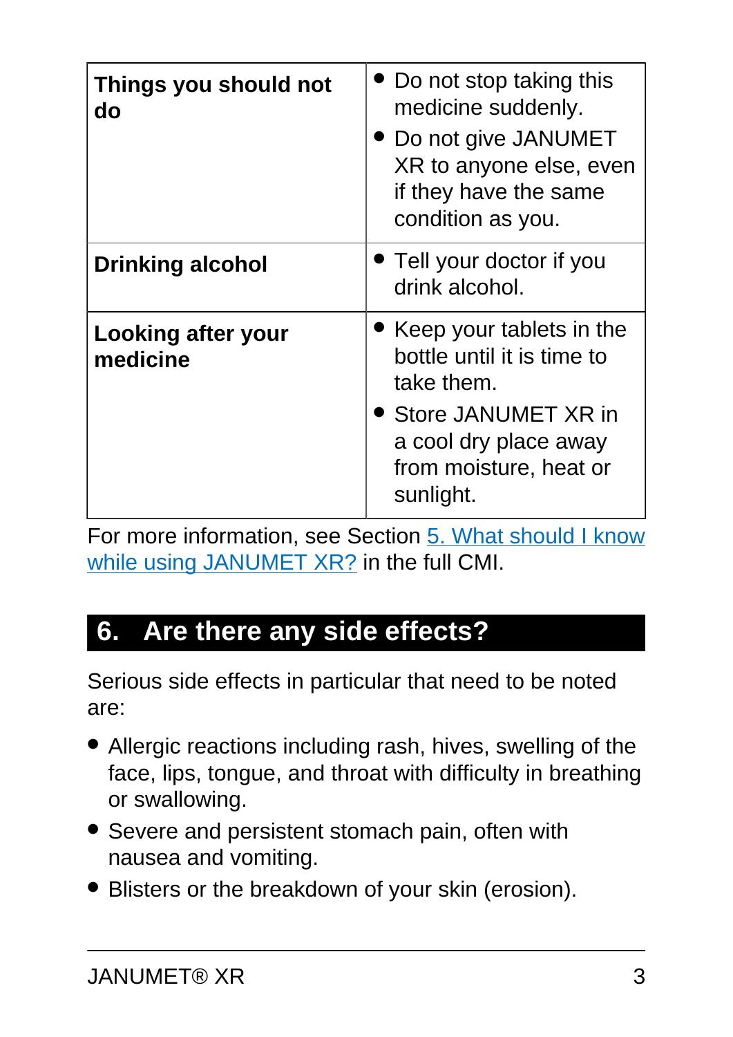| | |
|---|---|
| **Things you should not do** | • Do not stop taking this medicine suddenly.<br>• Do not give JANUMET XR to anyone else, even if they have the same condition as you. |
| **Drinking alcohol** | • Tell your doctor if you drink alcohol. |
| **Looking after your medicine** | • Keep your tablets in the bottle until it is time to take them.<br>• Store JANUMET XR in a cool dry place away from moisture, heat or sunlight. |

For more information, see Section 5. What should I know while using JANUMET XR? in the full CMI.

## 6. Are there any side effects?

Serious side effects in particular that need to be noted are:

- Allergic reactions including rash, hives, swelling of the face, lips, tongue, and throat with difficulty in breathing or swallowing.
- Severe and persistent stomach pain, often with nausea and vomiting.
- Blisters or the breakdown of your skin (erosion).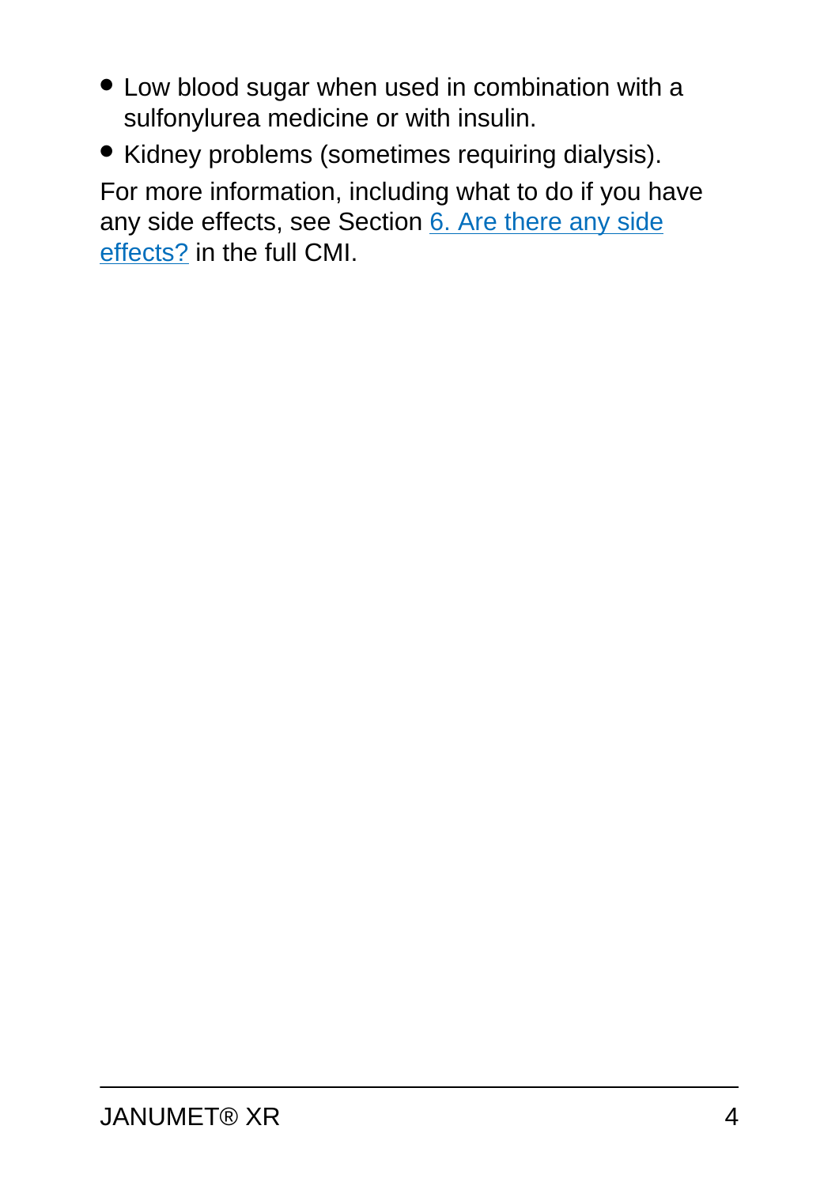- Low blood sugar when used in combination with a sulfonylurea medicine or with insulin.
- Kidney problems (sometimes requiring dialysis).

For more information, including what to do if you have any side effects, see Section 6. Are there any side effects? in the full CMI.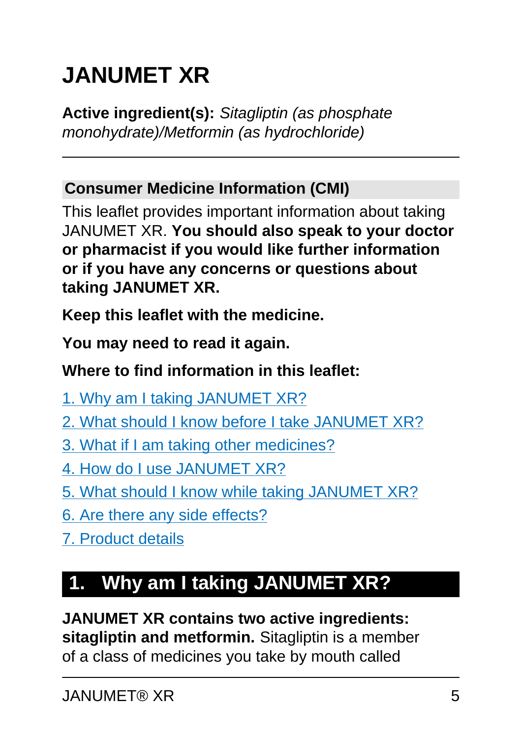# JANUMET XR

**Active ingredient(s):** *Sitagliptin (as phosphate monohydrate)/Metformin (as hydrochloride)*

---

## Consumer Medicine Information (CMI)

This leaflet provides important information about taking JANUMET XR. **You should also speak to your doctor or pharmacist if you would like further information or if you have any concerns or questions about taking JANUMET XR.**

**Keep this leaflet with the medicine.**

**You may need to read it again.**

**Where to find information in this leaflet:**

1. Why am I taking JANUMET XR?
2. What should I know before I take JANUMET XR?
3. What if I am taking other medicines?
4. How do I use JANUMET XR?
5. What should I know while taking JANUMET XR?
6. Are there any side effects?
7. Product details

## 1. Why am I taking JANUMET XR?

**JANUMET XR contains two active ingredients: sitagliptin and metformin.** Sitagliptin is a member of a class of medicines you take by mouth called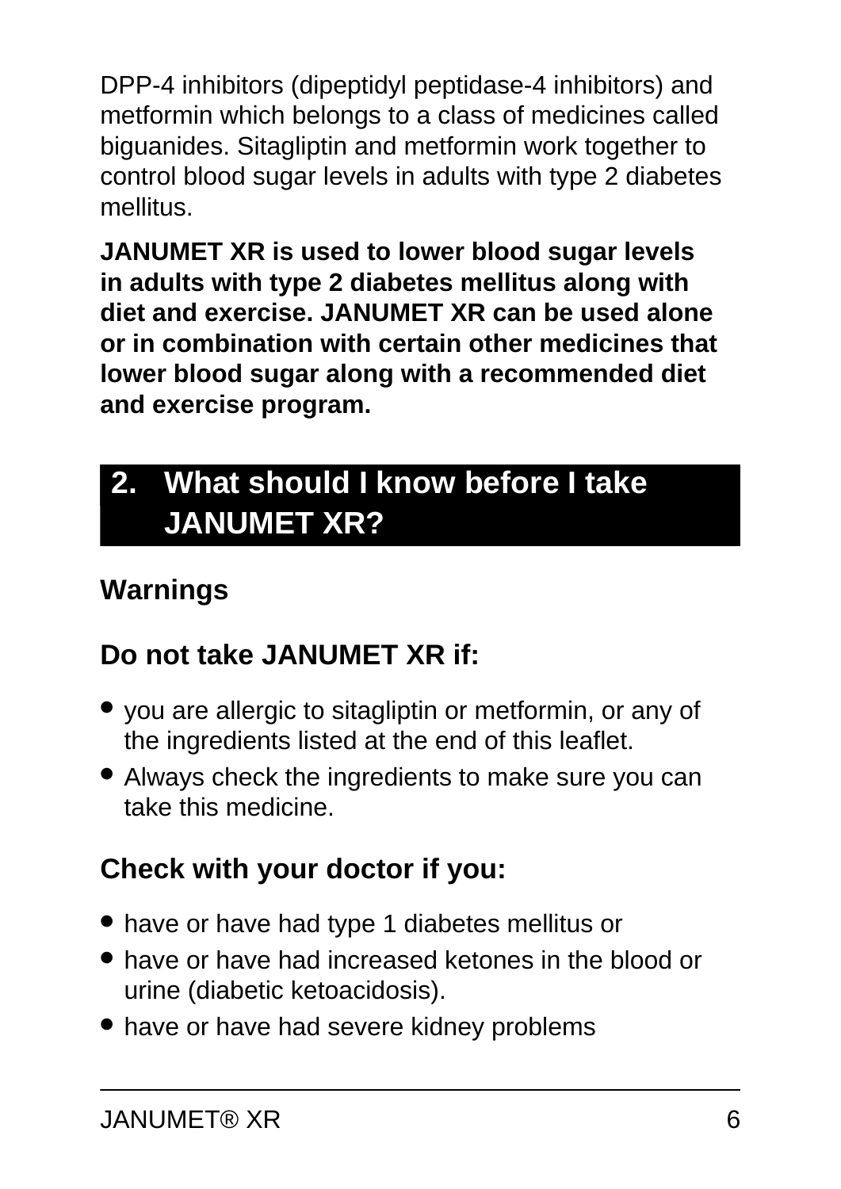DPP-4 inhibitors (dipeptidyl peptidase-4 inhibitors) and metformin which belongs to a class of medicines called biguanides. Sitagliptin and metformin work together to control blood sugar levels in adults with type 2 diabetes mellitus.

**JANUMET XR is used to lower blood sugar levels in adults with type 2 diabetes mellitus along with diet and exercise. JANUMET XR can be used alone or in combination with certain other medicines that lower blood sugar along with a recommended diet and exercise program.**

## 2. What should I know before I take JANUMET XR?

### Warnings

### Do not take JANUMET XR if:

- you are allergic to sitagliptin or metformin, or any of the ingredients listed at the end of this leaflet.
- Always check the ingredients to make sure you can take this medicine.

### Check with your doctor if you:

- have or have had type 1 diabetes mellitus or
- have or have had increased ketones in the blood or urine (diabetic ketoacidosis).
- have or have had severe kidney problems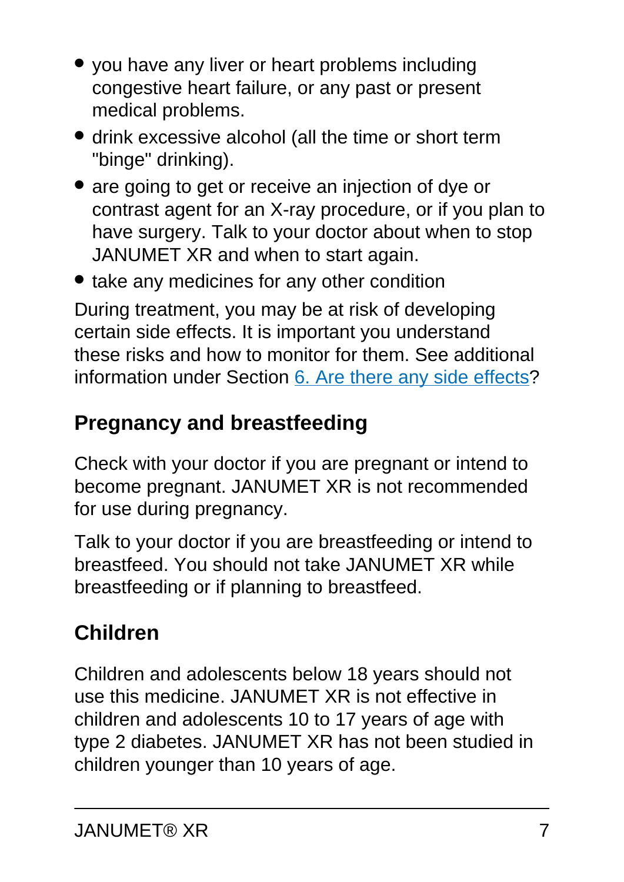- you have any liver or heart problems including congestive heart failure, or any past or present medical problems.
- drink excessive alcohol (all the time or short term "binge" drinking).
- are going to get or receive an injection of dye or contrast agent for an X-ray procedure, or if you plan to have surgery. Talk to your doctor about when to stop JANUMET XR and when to start again.
- take any medicines for any other condition

During treatment, you may be at risk of developing certain side effects. It is important you understand these risks and how to monitor for them. See additional information under Section 6. Are there any side effects?

### Pregnancy and breastfeeding

Check with your doctor if you are pregnant or intend to become pregnant. JANUMET XR is not recommended for use during pregnancy.

Talk to your doctor if you are breastfeeding or intend to breastfeed. You should not take JANUMET XR while breastfeeding or if planning to breastfeed.

### Children

Children and adolescents below 18 years should not use this medicine. JANUMET XR is not effective in children and adolescents 10 to 17 years of age with type 2 diabetes. JANUMET XR has not been studied in children younger than 10 years of age.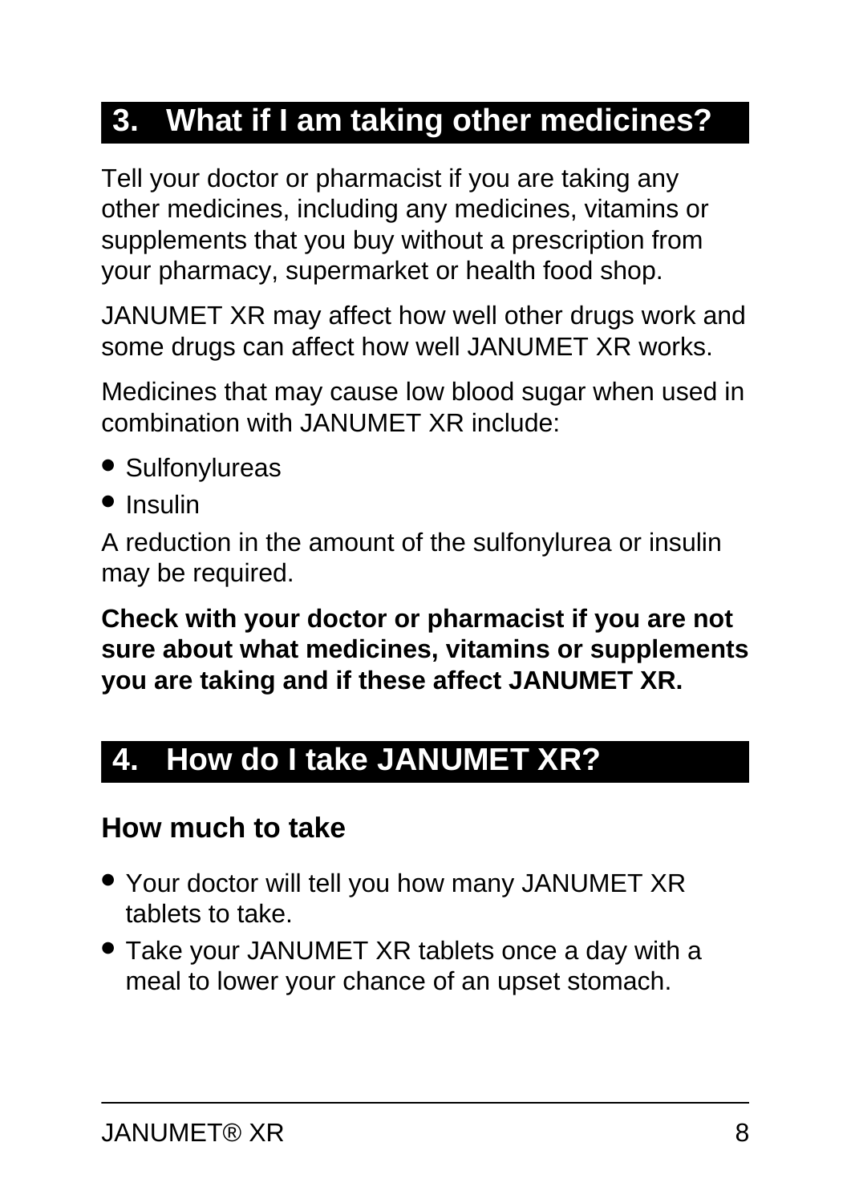## 3. What if I am taking other medicines?

Tell your doctor or pharmacist if you are taking any other medicines, including any medicines, vitamins or supplements that you buy without a prescription from your pharmacy, supermarket or health food shop.

JANUMET XR may affect how well other drugs work and some drugs can affect how well JANUMET XR works.

Medicines that may cause low blood sugar when used in combination with JANUMET XR include:

- Sulfonylureas
- Insulin

A reduction in the amount of the sulfonylurea or insulin may be required.

**Check with your doctor or pharmacist if you are not sure about what medicines, vitamins or supplements you are taking and if these affect JANUMET XR.**

## 4. How do I take JANUMET XR?

### How much to take

- Your doctor will tell you how many JANUMET XR tablets to take.
- Take your JANUMET XR tablets once a day with a meal to lower your chance of an upset stomach.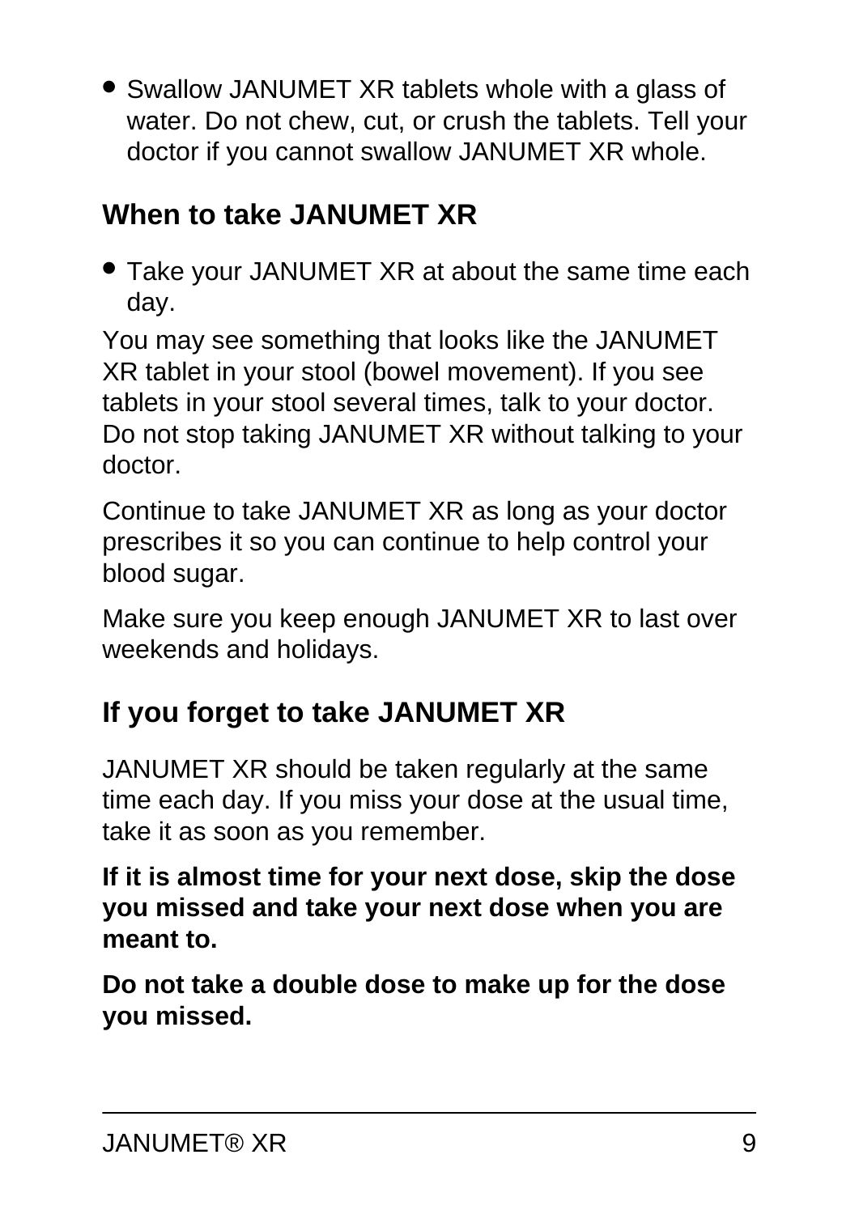- Swallow JANUMET XR tablets whole with a glass of water. Do not chew, cut, or crush the tablets. Tell your doctor if you cannot swallow JANUMET XR whole.

## When to take JANUMET XR

- Take your JANUMET XR at about the same time each day.

You may see something that looks like the JANUMET XR tablet in your stool (bowel movement). If you see tablets in your stool several times, talk to your doctor. Do not stop taking JANUMET XR without talking to your doctor.

Continue to take JANUMET XR as long as your doctor prescribes it so you can continue to help control your blood sugar.

Make sure you keep enough JANUMET XR to last over weekends and holidays.

## If you forget to take JANUMET XR

JANUMET XR should be taken regularly at the same time each day. If you miss your dose at the usual time, take it as soon as you remember.

**If it is almost time for your next dose, skip the dose you missed and take your next dose when you are meant to.**

**Do not take a double dose to make up for the dose you missed.**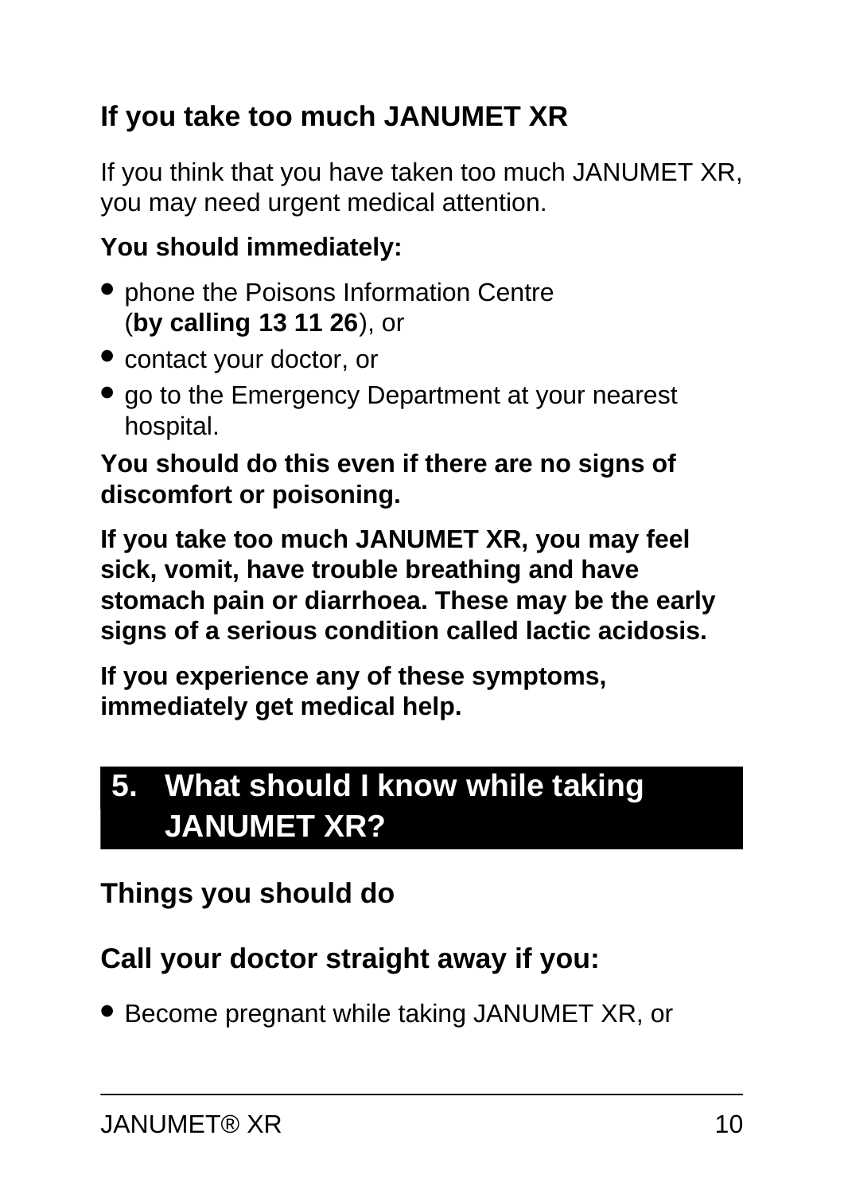### If you take too much JANUMET XR

If you think that you have taken too much JANUMET XR, you may need urgent medical attention.

**You should immediately:**

- phone the Poisons Information Centre (**by calling 13 11 26**), or
- contact your doctor, or
- go to the Emergency Department at your nearest hospital.

**You should do this even if there are no signs of discomfort or poisoning.**

**If you take too much JANUMET XR, you may feel sick, vomit, have trouble breathing and have stomach pain or diarrhoea. These may be the early signs of a serious condition called lactic acidosis.**

**If you experience any of these symptoms, immediately get medical help.**

## 5. What should I know while taking JANUMET XR?

### Things you should do

### Call your doctor straight away if you:

- Become pregnant while taking JANUMET XR, or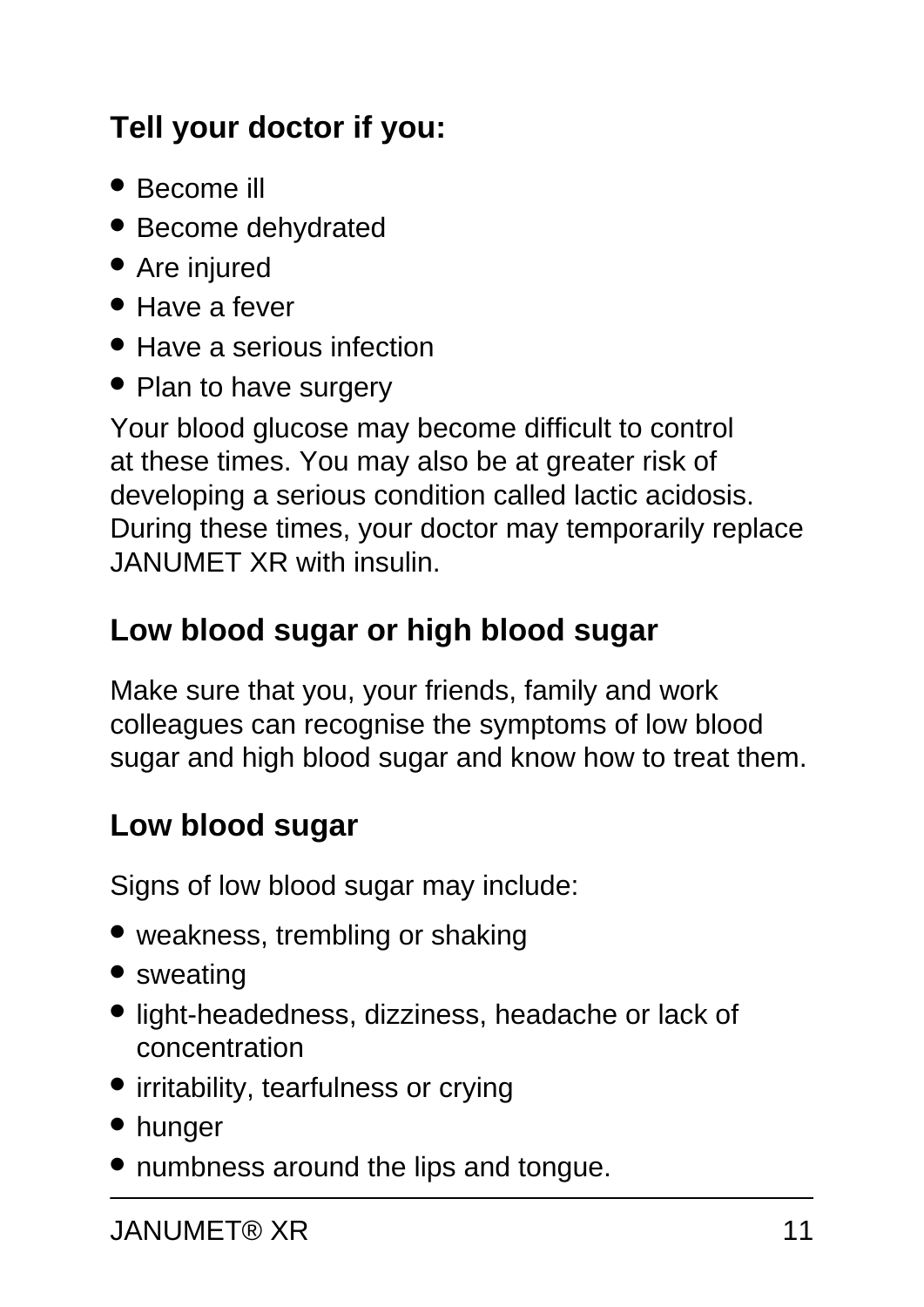### Tell your doctor if you:

- Become ill
- Become dehydrated
- Are injured
- Have a fever
- Have a serious infection
- Plan to have surgery

Your blood glucose may become difficult to control at these times. You may also be at greater risk of developing a serious condition called lactic acidosis. During these times, your doctor may temporarily replace JANUMET XR with insulin.

### Low blood sugar or high blood sugar

Make sure that you, your friends, family and work colleagues can recognise the symptoms of low blood sugar and high blood sugar and know how to treat them.

### Low blood sugar

Signs of low blood sugar may include:

- weakness, trembling or shaking
- sweating
- light-headedness, dizziness, headache or lack of concentration
- irritability, tearfulness or crying
- hunger
- numbness around the lips and tongue.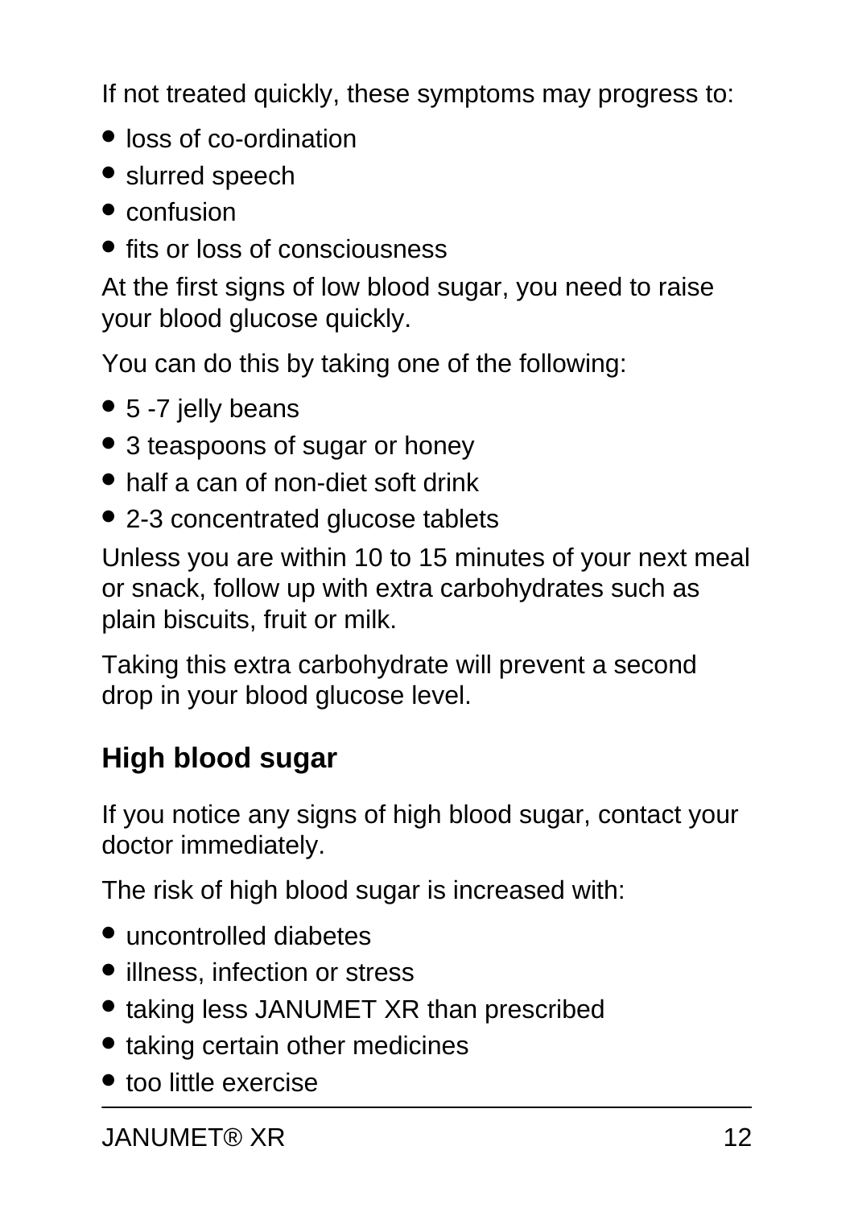If not treated quickly, these symptoms may progress to:

- loss of co-ordination
- slurred speech
- confusion
- fits or loss of consciousness

At the first signs of low blood sugar, you need to raise your blood glucose quickly.

You can do this by taking one of the following:

- 5 -7 jelly beans
- 3 teaspoons of sugar or honey
- half a can of non-diet soft drink
- 2-3 concentrated glucose tablets

Unless you are within 10 to 15 minutes of your next meal or snack, follow up with extra carbohydrates such as plain biscuits, fruit or milk.

Taking this extra carbohydrate will prevent a second drop in your blood glucose level.

## High blood sugar

If you notice any signs of high blood sugar, contact your doctor immediately.

The risk of high blood sugar is increased with:

- uncontrolled diabetes
- illness, infection or stress
- taking less JANUMET XR than prescribed
- taking certain other medicines
- too little exercise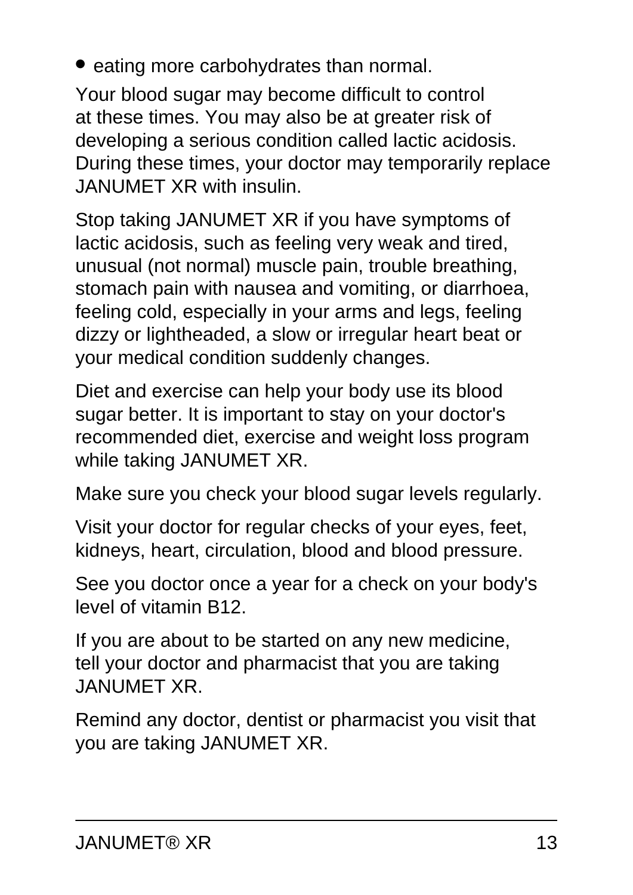- eating more carbohydrates than normal.

Your blood sugar may become difficult to control at these times. You may also be at greater risk of developing a serious condition called lactic acidosis. During these times, your doctor may temporarily replace JANUMET XR with insulin.

Stop taking JANUMET XR if you have symptoms of lactic acidosis, such as feeling very weak and tired, unusual (not normal) muscle pain, trouble breathing, stomach pain with nausea and vomiting, or diarrhoea, feeling cold, especially in your arms and legs, feeling dizzy or lightheaded, a slow or irregular heart beat or your medical condition suddenly changes.

Diet and exercise can help your body use its blood sugar better. It is important to stay on your doctor's recommended diet, exercise and weight loss program while taking JANUMET XR.

Make sure you check your blood sugar levels regularly.

Visit your doctor for regular checks of your eyes, feet, kidneys, heart, circulation, blood and blood pressure.

See you doctor once a year for a check on your body's level of vitamin B12.

If you are about to be started on any new medicine, tell your doctor and pharmacist that you are taking JANUMET XR.

Remind any doctor, dentist or pharmacist you visit that you are taking JANUMET XR.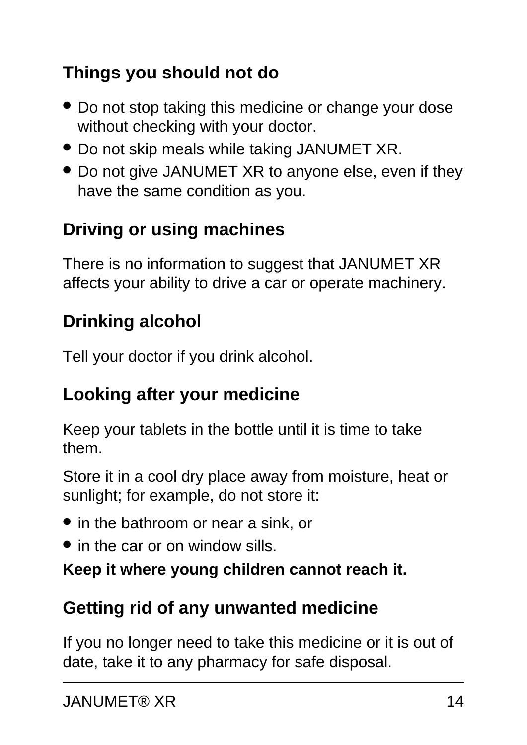### Things you should not do

- Do not stop taking this medicine or change your dose without checking with your doctor.
- Do not skip meals while taking JANUMET XR.
- Do not give JANUMET XR to anyone else, even if they have the same condition as you.

### Driving or using machines

There is no information to suggest that JANUMET XR affects your ability to drive a car or operate machinery.

### Drinking alcohol

Tell your doctor if you drink alcohol.

### Looking after your medicine

Keep your tablets in the bottle until it is time to take them.

Store it in a cool dry place away from moisture, heat or sunlight; for example, do not store it:

- in the bathroom or near a sink, or
- in the car or on window sills.

**Keep it where young children cannot reach it.**

### Getting rid of any unwanted medicine

If you no longer need to take this medicine or it is out of date, take it to any pharmacy for safe disposal.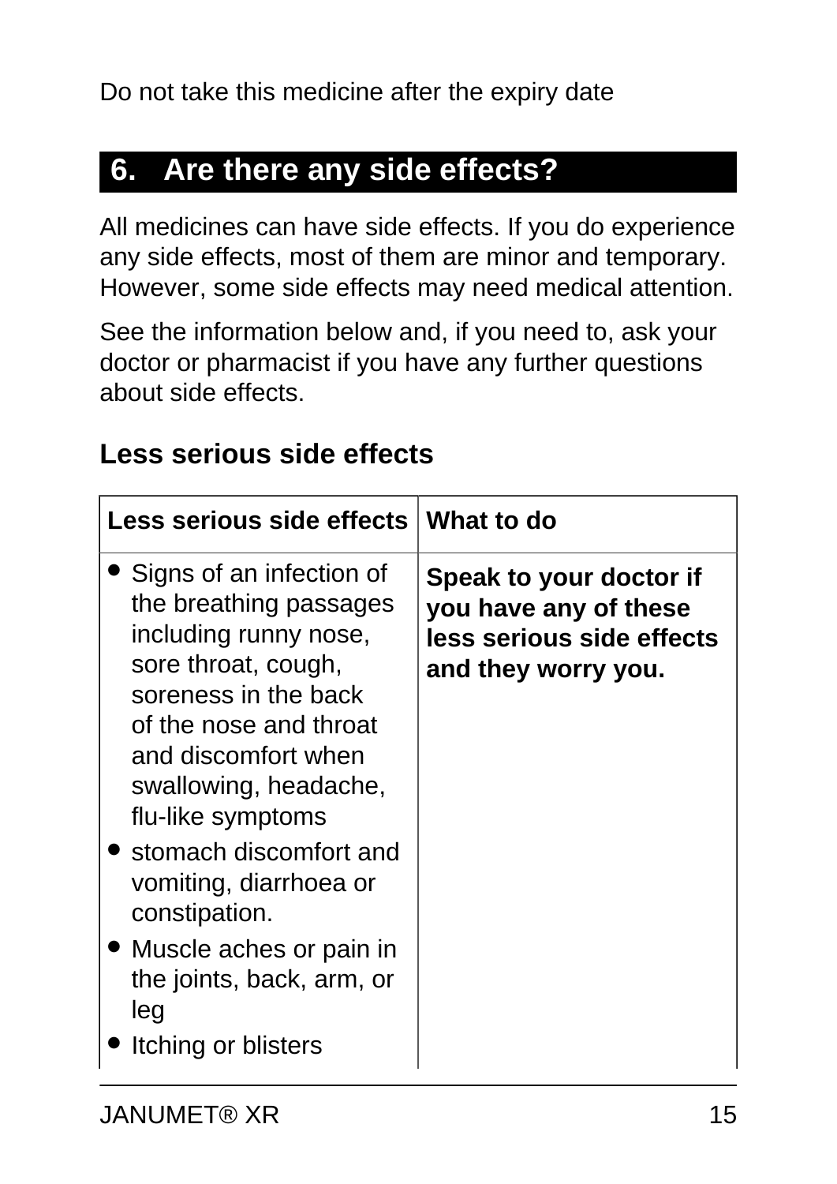Do not take this medicine after the expiry date

## 6. Are there any side effects?

All medicines can have side effects. If you do experience any side effects, most of them are minor and temporary. However, some side effects may need medical attention.

See the information below and, if you need to, ask your doctor or pharmacist if you have any further questions about side effects.

### Less serious side effects

| Less serious side effects | What to do |
| --- | --- |
| • Signs of an infection of the breathing passages including runny nose, sore throat, cough, soreness in the back of the nose and throat and discomfort when swallowing, headache, flu-like symptoms<br>• stomach discomfort and vomiting, diarrhoea or constipation.<br>• Muscle aches or pain in the joints, back, arm, or leg<br>• Itching or blisters | **Speak to your doctor if you have any of these less serious side effects and they worry you.** |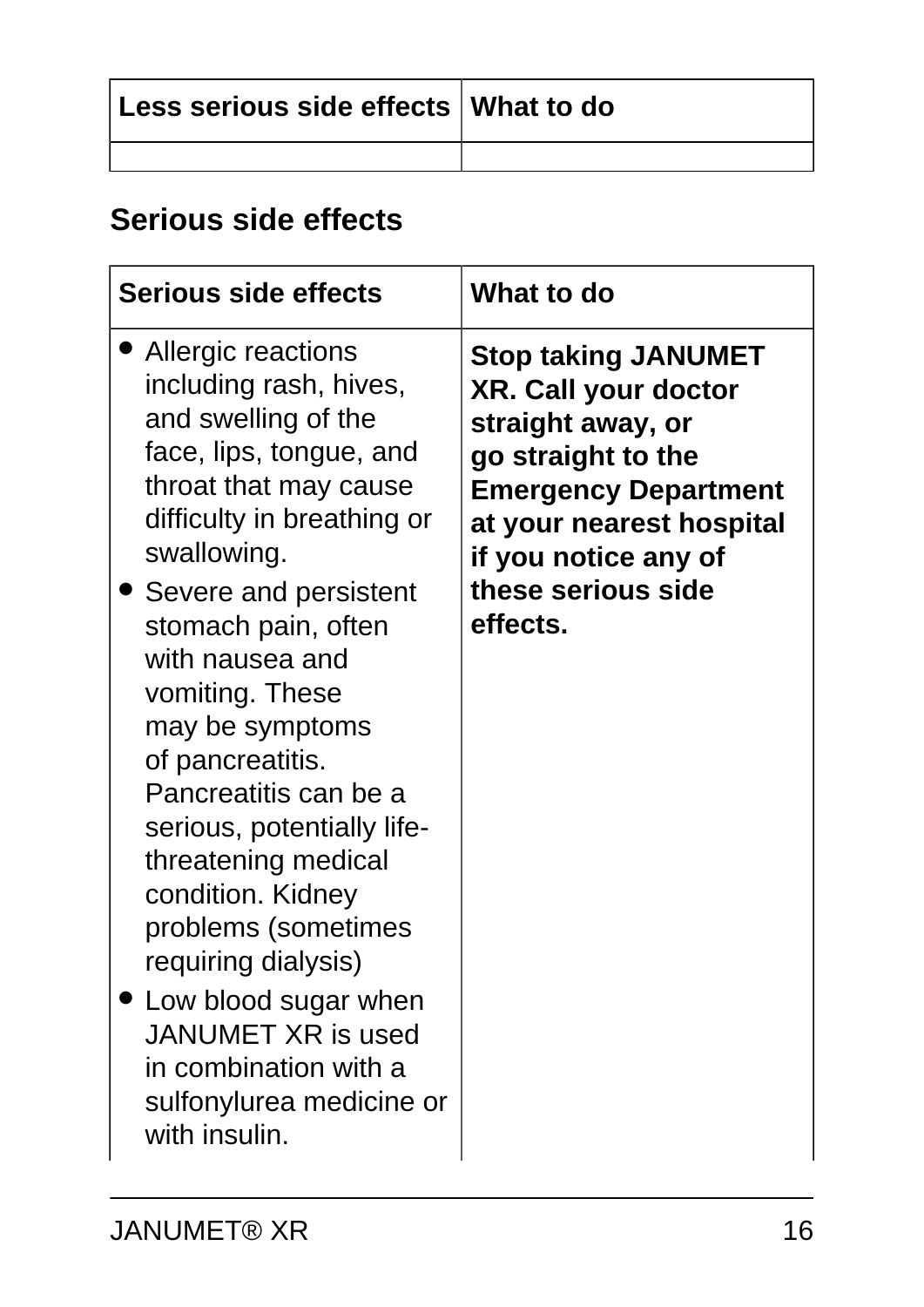| Less serious side effects | What to do |
| --- | --- |
| | |

## Serious side effects

| Serious side effects | What to do |
| --- | --- |
| • Allergic reactions including rash, hives, and swelling of the face, lips, tongue, and throat that may cause difficulty in breathing or swallowing.<br>• Severe and persistent stomach pain, often with nausea and vomiting. These may be symptoms of pancreatitis. Pancreatitis can be a serious, potentially life-threatening medical condition. Kidney problems (sometimes requiring dialysis)<br>• Low blood sugar when JANUMET XR is used in combination with a sulfonylurea medicine or with insulin. | **Stop taking JANUMET XR. Call your doctor straight away, or go straight to the Emergency Department at your nearest hospital if you notice any of these serious side effects.** |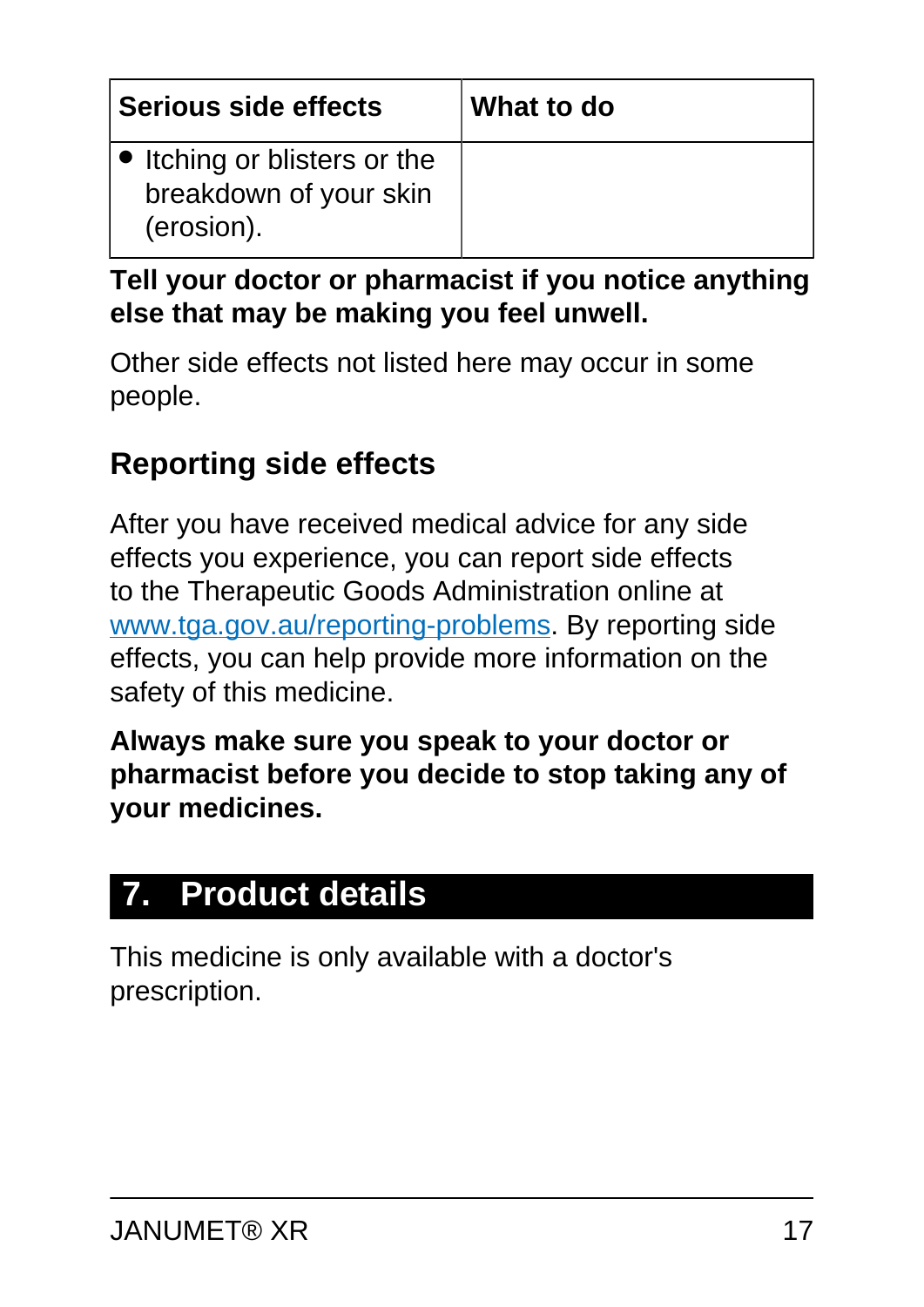| Serious side effects | What to do |
| --- | --- |
| • Itching or blisters or the breakdown of your skin (erosion). | |

**Tell your doctor or pharmacist if you notice anything else that may be making you feel unwell.**

Other side effects not listed here may occur in some people.

### Reporting side effects

After you have received medical advice for any side effects you experience, you can report side effects to the Therapeutic Goods Administration online at www.tga.gov.au/reporting-problems. By reporting side effects, you can help provide more information on the safety of this medicine.

**Always make sure you speak to your doctor or pharmacist before you decide to stop taking any of your medicines.**

## 7. Product details

This medicine is only available with a doctor's prescription.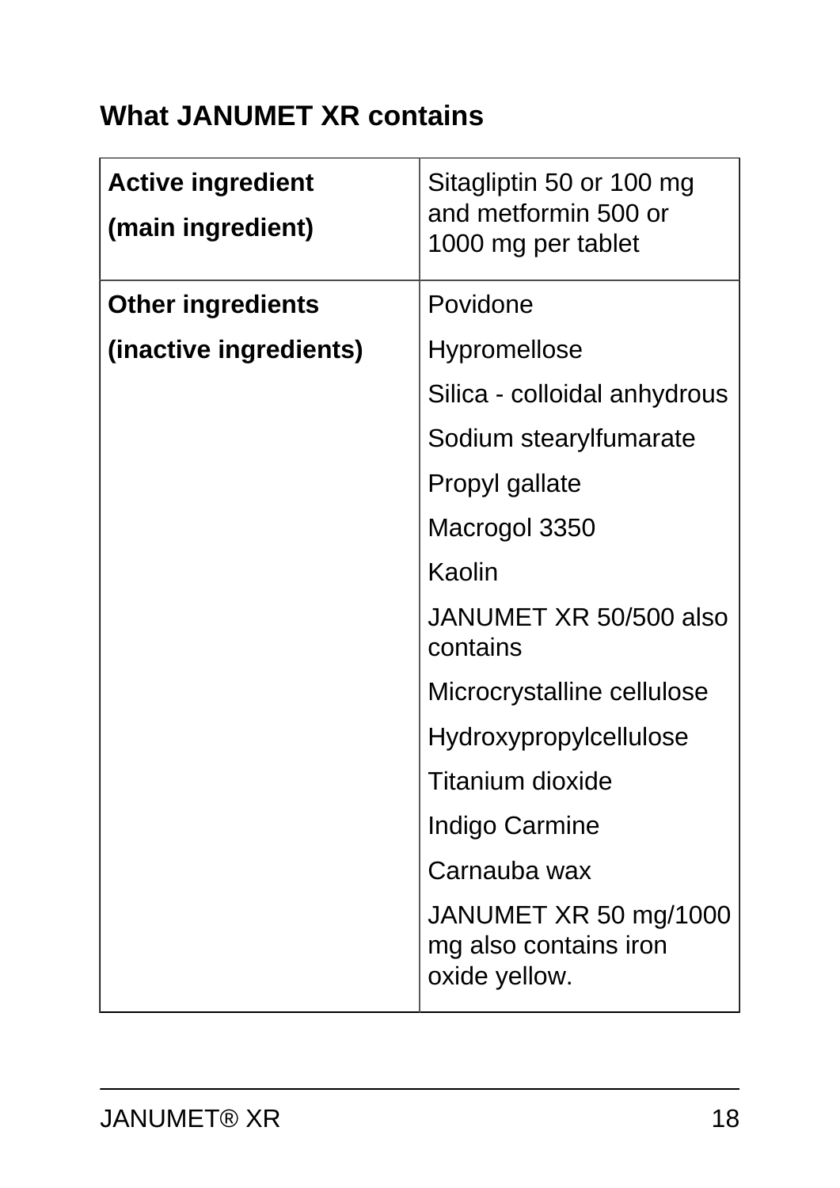## What JANUMET XR contains

| | |
|---|---|
| **Active ingredient**<br>**(main ingredient)** | Sitagliptin 50 or 100 mg and metformin 500 or 1000 mg per tablet |
| **Other ingredients**<br>**(inactive ingredients)** | Povidone<br>Hypromellose<br>Silica - colloidal anhydrous<br>Sodium stearylfumarate<br>Propyl gallate<br>Macrogol 3350<br>Kaolin<br>JANUMET XR 50/500 also contains<br>Microcrystalline cellulose<br>Hydroxypropylcellulose<br>Titanium dioxide<br>Indigo Carmine<br>Carnauba wax<br>JANUMET XR 50 mg/1000 mg also contains iron oxide yellow. |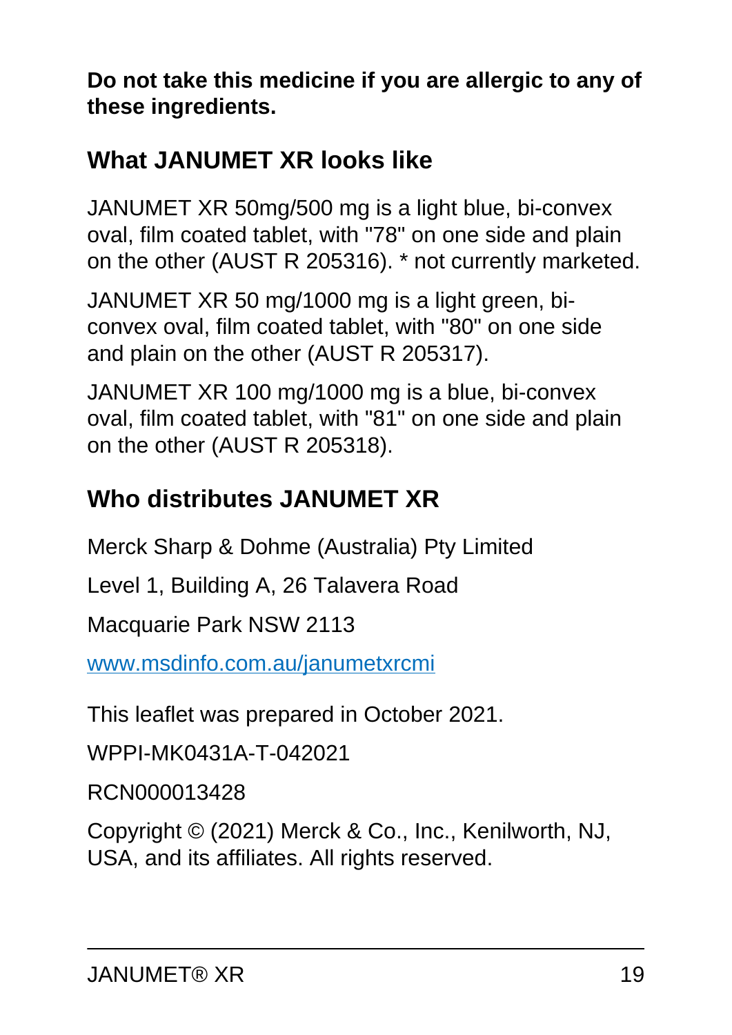**Do not take this medicine if you are allergic to any of these ingredients.**

## What JANUMET XR looks like

JANUMET XR 50mg/500 mg is a light blue, bi-convex oval, film coated tablet, with "78" on one side and plain on the other (AUST R 205316). * not currently marketed.

JANUMET XR 50 mg/1000 mg is a light green, bi-convex oval, film coated tablet, with "80" on one side and plain on the other (AUST R 205317).

JANUMET XR 100 mg/1000 mg is a blue, bi-convex oval, film coated tablet, with "81" on one side and plain on the other (AUST R 205318).

## Who distributes JANUMET XR

Merck Sharp & Dohme (Australia) Pty Limited

Level 1, Building A, 26 Talavera Road

Macquarie Park NSW 2113

[www.msdinfo.com.au/janumetxrcmi](http://www.msdinfo.com.au/janumetxrcmi)

This leaflet was prepared in October 2021.

WPPI-MK0431A-T-042021

RCN000013428

Copyright © (2021) Merck & Co., Inc., Kenilworth, NJ, USA, and its affiliates. All rights reserved.